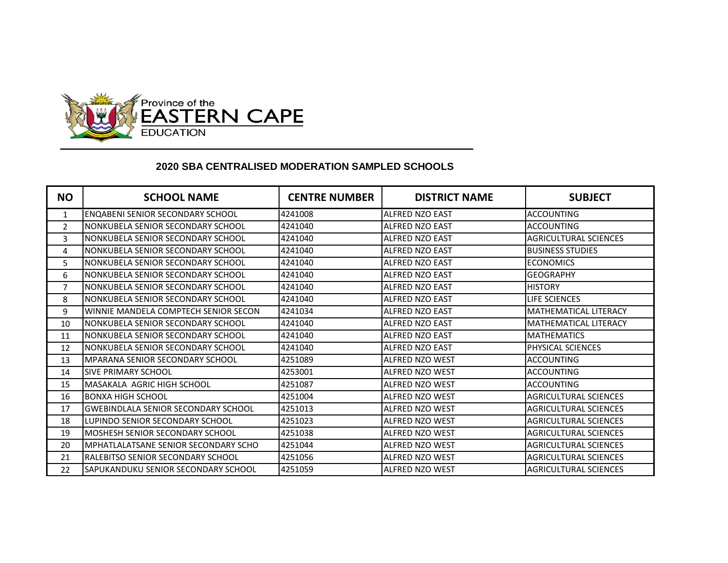Province of the
EASTERN CAPE
EDUCATION

## 2020 SBA CENTRALISED MODERATION SAMPLED SCHOOLS

| NO | SCHOOL NAME | CENTRE NUMBER | DISTRICT NAME | SUBJECT |
|---|---|---|---|---|
| 1 | ENQABENI SENIOR SECONDARY SCHOOL | 4241008 | ALFRED NZO EAST | ACCOUNTING |
| 2 | NONKUBELA SENIOR SECONDARY SCHOOL | 4241040 | ALFRED NZO EAST | ACCOUNTING |
| 3 | NONKUBELA SENIOR SECONDARY SCHOOL | 4241040 | ALFRED NZO EAST | AGRICULTURAL SCIENCES |
| 4 | NONKUBELA SENIOR SECONDARY SCHOOL | 4241040 | ALFRED NZO EAST | BUSINESS STUDIES |
| 5 | NONKUBELA SENIOR SECONDARY SCHOOL | 4241040 | ALFRED NZO EAST | ECONOMICS |
| 6 | NONKUBELA SENIOR SECONDARY SCHOOL | 4241040 | ALFRED NZO EAST | GEOGRAPHY |
| 7 | NONKUBELA SENIOR SECONDARY SCHOOL | 4241040 | ALFRED NZO EAST | HISTORY |
| 8 | NONKUBELA SENIOR SECONDARY SCHOOL | 4241040 | ALFRED NZO EAST | LIFE SCIENCES |
| 9 | WINNIE MANDELA COMPTECH SENIOR SECON | 4241034 | ALFRED NZO EAST | MATHEMATICAL LITERACY |
| 10 | NONKUBELA SENIOR SECONDARY SCHOOL | 4241040 | ALFRED NZO EAST | MATHEMATICAL LITERACY |
| 11 | NONKUBELA SENIOR SECONDARY SCHOOL | 4241040 | ALFRED NZO EAST | MATHEMATICS |
| 12 | NONKUBELA SENIOR SECONDARY SCHOOL | 4241040 | ALFRED NZO EAST | PHYSICAL SCIENCES |
| 13 | MPARANA SENIOR SECONDARY SCHOOL | 4251089 | ALFRED NZO WEST | ACCOUNTING |
| 14 | SIVE PRIMARY SCHOOL | 4253001 | ALFRED NZO WEST | ACCOUNTING |
| 15 | MASAKALA AGRIC HIGH SCHOOL | 4251087 | ALFRED NZO WEST | ACCOUNTING |
| 16 | BONXA HIGH SCHOOL | 4251004 | ALFRED NZO WEST | AGRICULTURAL SCIENCES |
| 17 | GWEBINDLALA SENIOR SECONDARY SCHOOL | 4251013 | ALFRED NZO WEST | AGRICULTURAL SCIENCES |
| 18 | LUPINDO SENIOR SECONDARY SCHOOL | 4251023 | ALFRED NZO WEST | AGRICULTURAL SCIENCES |
| 19 | MOSHESH SENIOR SECONDARY SCHOOL | 4251038 | ALFRED NZO WEST | AGRICULTURAL SCIENCES |
| 20 | MPHATLALATSANE SENIOR SECONDARY SCHO | 4251044 | ALFRED NZO WEST | AGRICULTURAL SCIENCES |
| 21 | RALEBITSO SENIOR SECONDARY SCHOOL | 4251056 | ALFRED NZO WEST | AGRICULTURAL SCIENCES |
| 22 | SAPUKANDUKU SENIOR SECONDARY SCHOOL | 4251059 | ALFRED NZO WEST | AGRICULTURAL SCIENCES |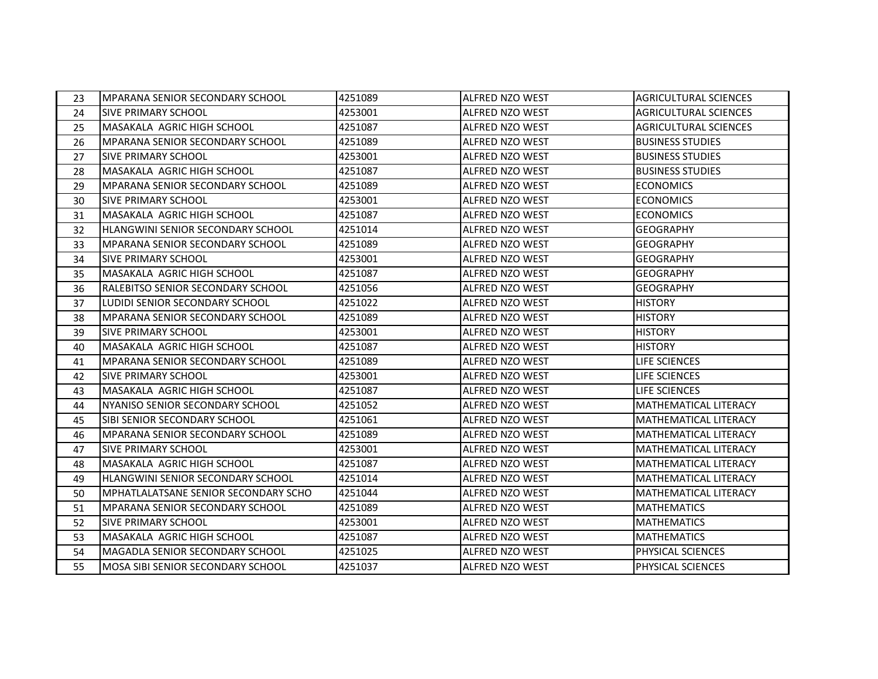| 23 | MPARANA SENIOR SECONDARY SCHOOL | 4251089 | ALFRED NZO WEST | AGRICULTURAL SCIENCES |
|---|---|---|---|---|
| 24 | SIVE PRIMARY SCHOOL | 4253001 | ALFRED NZO WEST | AGRICULTURAL SCIENCES |
| 25 | MASAKALA AGRIC HIGH SCHOOL | 4251087 | ALFRED NZO WEST | AGRICULTURAL SCIENCES |
| 26 | MPARANA SENIOR SECONDARY SCHOOL | 4251089 | ALFRED NZO WEST | BUSINESS STUDIES |
| 27 | SIVE PRIMARY SCHOOL | 4253001 | ALFRED NZO WEST | BUSINESS STUDIES |
| 28 | MASAKALA AGRIC HIGH SCHOOL | 4251087 | ALFRED NZO WEST | BUSINESS STUDIES |
| 29 | MPARANA SENIOR SECONDARY SCHOOL | 4251089 | ALFRED NZO WEST | ECONOMICS |
| 30 | SIVE PRIMARY SCHOOL | 4253001 | ALFRED NZO WEST | ECONOMICS |
| 31 | MASAKALA AGRIC HIGH SCHOOL | 4251087 | ALFRED NZO WEST | ECONOMICS |
| 32 | HLANGWINI SENIOR SECONDARY SCHOOL | 4251014 | ALFRED NZO WEST | GEOGRAPHY |
| 33 | MPARANA SENIOR SECONDARY SCHOOL | 4251089 | ALFRED NZO WEST | GEOGRAPHY |
| 34 | SIVE PRIMARY SCHOOL | 4253001 | ALFRED NZO WEST | GEOGRAPHY |
| 35 | MASAKALA AGRIC HIGH SCHOOL | 4251087 | ALFRED NZO WEST | GEOGRAPHY |
| 36 | RALEBITSO SENIOR SECONDARY SCHOOL | 4251056 | ALFRED NZO WEST | GEOGRAPHY |
| 37 | LUDIDI SENIOR SECONDARY SCHOOL | 4251022 | ALFRED NZO WEST | HISTORY |
| 38 | MPARANA SENIOR SECONDARY SCHOOL | 4251089 | ALFRED NZO WEST | HISTORY |
| 39 | SIVE PRIMARY SCHOOL | 4253001 | ALFRED NZO WEST | HISTORY |
| 40 | MASAKALA AGRIC HIGH SCHOOL | 4251087 | ALFRED NZO WEST | HISTORY |
| 41 | MPARANA SENIOR SECONDARY SCHOOL | 4251089 | ALFRED NZO WEST | LIFE SCIENCES |
| 42 | SIVE PRIMARY SCHOOL | 4253001 | ALFRED NZO WEST | LIFE SCIENCES |
| 43 | MASAKALA AGRIC HIGH SCHOOL | 4251087 | ALFRED NZO WEST | LIFE SCIENCES |
| 44 | NYANISO SENIOR SECONDARY SCHOOL | 4251052 | ALFRED NZO WEST | MATHEMATICAL LITERACY |
| 45 | SIBI SENIOR SECONDARY SCHOOL | 4251061 | ALFRED NZO WEST | MATHEMATICAL LITERACY |
| 46 | MPARANA SENIOR SECONDARY SCHOOL | 4251089 | ALFRED NZO WEST | MATHEMATICAL LITERACY |
| 47 | SIVE PRIMARY SCHOOL | 4253001 | ALFRED NZO WEST | MATHEMATICAL LITERACY |
| 48 | MASAKALA AGRIC HIGH SCHOOL | 4251087 | ALFRED NZO WEST | MATHEMATICAL LITERACY |
| 49 | HLANGWINI SENIOR SECONDARY SCHOOL | 4251014 | ALFRED NZO WEST | MATHEMATICAL LITERACY |
| 50 | MPHATLALATSANE SENIOR SECONDARY SCHO | 4251044 | ALFRED NZO WEST | MATHEMATICAL LITERACY |
| 51 | MPARANA SENIOR SECONDARY SCHOOL | 4251089 | ALFRED NZO WEST | MATHEMATICS |
| 52 | SIVE PRIMARY SCHOOL | 4253001 | ALFRED NZO WEST | MATHEMATICS |
| 53 | MASAKALA AGRIC HIGH SCHOOL | 4251087 | ALFRED NZO WEST | MATHEMATICS |
| 54 | MAGADLA SENIOR SECONDARY SCHOOL | 4251025 | ALFRED NZO WEST | PHYSICAL SCIENCES |
| 55 | MOSA SIBI SENIOR SECONDARY SCHOOL | 4251037 | ALFRED NZO WEST | PHYSICAL SCIENCES |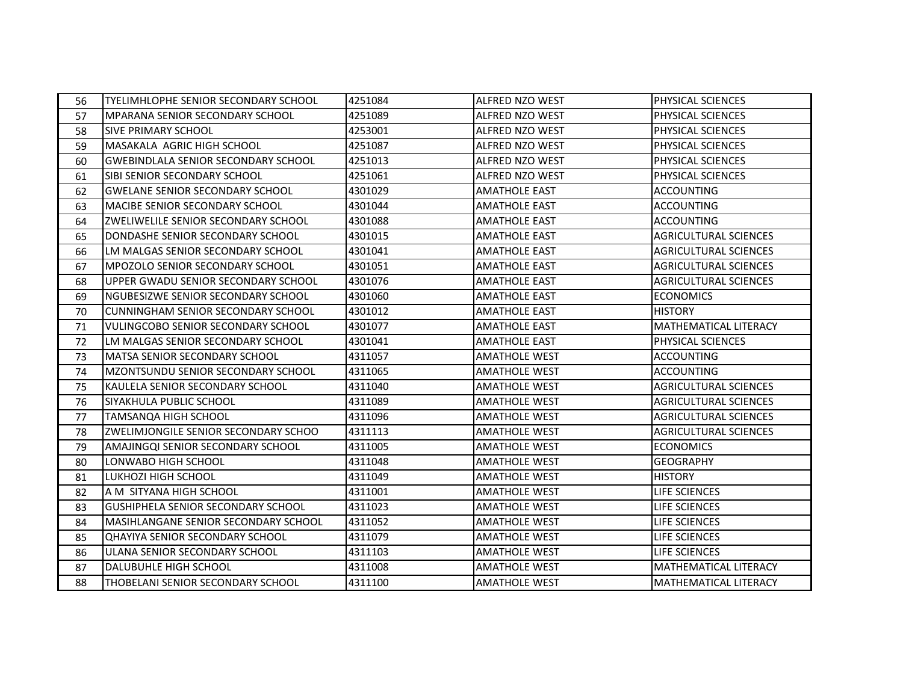| | | | | |
|---|---|---|---|---|
| 56 | TYELIMHLOPHE SENIOR SECONDARY SCHOOL | 4251084 | ALFRED NZO WEST | PHYSICAL SCIENCES |
| 57 | MPARANA SENIOR SECONDARY SCHOOL | 4251089 | ALFRED NZO WEST | PHYSICAL SCIENCES |
| 58 | SIVE PRIMARY SCHOOL | 4253001 | ALFRED NZO WEST | PHYSICAL SCIENCES |
| 59 | MASAKALA AGRIC HIGH SCHOOL | 4251087 | ALFRED NZO WEST | PHYSICAL SCIENCES |
| 60 | GWEBINDLALA SENIOR SECONDARY SCHOOL | 4251013 | ALFRED NZO WEST | PHYSICAL SCIENCES |
| 61 | SIBI SENIOR SECONDARY SCHOOL | 4251061 | ALFRED NZO WEST | PHYSICAL SCIENCES |
| 62 | GWELANE SENIOR SECONDARY SCHOOL | 4301029 | AMATHOLE EAST | ACCOUNTING |
| 63 | MACIBE SENIOR SECONDARY SCHOOL | 4301044 | AMATHOLE EAST | ACCOUNTING |
| 64 | ZWELIWELILE SENIOR SECONDARY SCHOOL | 4301088 | AMATHOLE EAST | ACCOUNTING |
| 65 | DONDASHE SENIOR SECONDARY SCHOOL | 4301015 | AMATHOLE EAST | AGRICULTURAL SCIENCES |
| 66 | LM MALGAS SENIOR SECONDARY SCHOOL | 4301041 | AMATHOLE EAST | AGRICULTURAL SCIENCES |
| 67 | MPOZOLO SENIOR SECONDARY SCHOOL | 4301051 | AMATHOLE EAST | AGRICULTURAL SCIENCES |
| 68 | UPPER GWADU SENIOR SECONDARY SCHOOL | 4301076 | AMATHOLE EAST | AGRICULTURAL SCIENCES |
| 69 | NGUBESIZWE SENIOR SECONDARY SCHOOL | 4301060 | AMATHOLE EAST | ECONOMICS |
| 70 | CUNNINGHAM SENIOR SECONDARY SCHOOL | 4301012 | AMATHOLE EAST | HISTORY |
| 71 | VULINGCOBO SENIOR SECONDARY SCHOOL | 4301077 | AMATHOLE EAST | MATHEMATICAL LITERACY |
| 72 | LM MALGAS SENIOR SECONDARY SCHOOL | 4301041 | AMATHOLE EAST | PHYSICAL SCIENCES |
| 73 | MATSA SENIOR SECONDARY SCHOOL | 4311057 | AMATHOLE WEST | ACCOUNTING |
| 74 | MZONTSUNDU SENIOR SECONDARY SCHOOL | 4311065 | AMATHOLE WEST | ACCOUNTING |
| 75 | KAULELA SENIOR SECONDARY SCHOOL | 4311040 | AMATHOLE WEST | AGRICULTURAL SCIENCES |
| 76 | SIYAKHULA PUBLIC SCHOOL | 4311089 | AMATHOLE WEST | AGRICULTURAL SCIENCES |
| 77 | TAMSANQA HIGH SCHOOL | 4311096 | AMATHOLE WEST | AGRICULTURAL SCIENCES |
| 78 | ZWELIMJONGILE SENIOR SECONDARY SCHOO | 4311113 | AMATHOLE WEST | AGRICULTURAL SCIENCES |
| 79 | AMAJINGQI SENIOR SECONDARY SCHOOL | 4311005 | AMATHOLE WEST | ECONOMICS |
| 80 | LONWABO HIGH SCHOOL | 4311048 | AMATHOLE WEST | GEOGRAPHY |
| 81 | LUKHOZI HIGH SCHOOL | 4311049 | AMATHOLE WEST | HISTORY |
| 82 | A M SITYANA HIGH SCHOOL | 4311001 | AMATHOLE WEST | LIFE SCIENCES |
| 83 | GUSHIPHELA SENIOR SECONDARY SCHOOL | 4311023 | AMATHOLE WEST | LIFE SCIENCES |
| 84 | MASIHLANGANE SENIOR SECONDARY SCHOOL | 4311052 | AMATHOLE WEST | LIFE SCIENCES |
| 85 | QHAYIYA SENIOR SECONDARY SCHOOL | 4311079 | AMATHOLE WEST | LIFE SCIENCES |
| 86 | ULANA SENIOR SECONDARY SCHOOL | 4311103 | AMATHOLE WEST | LIFE SCIENCES |
| 87 | DALUBUHLE HIGH SCHOOL | 4311008 | AMATHOLE WEST | MATHEMATICAL LITERACY |
| 88 | THOBELANI SENIOR SECONDARY SCHOOL | 4311100 | AMATHOLE WEST | MATHEMATICAL LITERACY |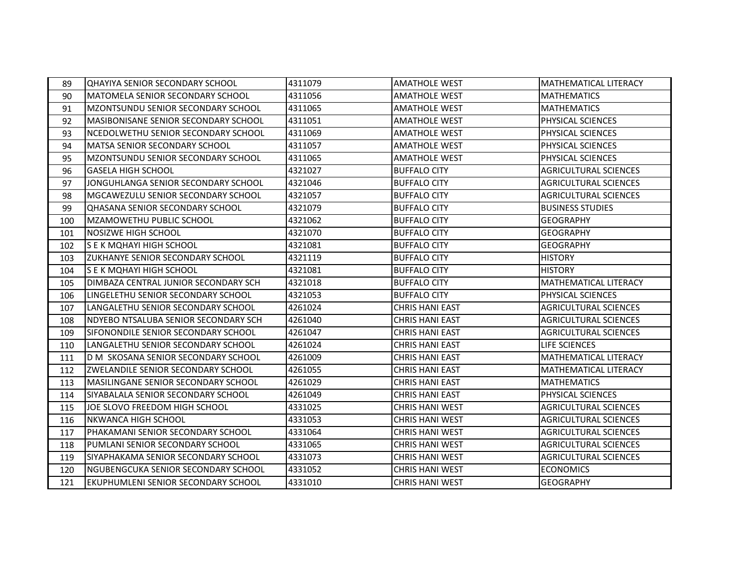| | | | | |
|---|---|---|---|---|
| 89 | QHAYIYA SENIOR SECONDARY SCHOOL | 4311079 | AMATHOLE WEST | MATHEMATICAL LITERACY |
| 90 | MATOMELA SENIOR SECONDARY SCHOOL | 4311056 | AMATHOLE WEST | MATHEMATICS |
| 91 | MZONTSUNDU SENIOR SECONDARY SCHOOL | 4311065 | AMATHOLE WEST | MATHEMATICS |
| 92 | MASIBONISANE SENIOR SECONDARY SCHOOL | 4311051 | AMATHOLE WEST | PHYSICAL SCIENCES |
| 93 | NCEDOLWETHU SENIOR SECONDARY SCHOOL | 4311069 | AMATHOLE WEST | PHYSICAL SCIENCES |
| 94 | MATSA SENIOR SECONDARY SCHOOL | 4311057 | AMATHOLE WEST | PHYSICAL SCIENCES |
| 95 | MZONTSUNDU SENIOR SECONDARY SCHOOL | 4311065 | AMATHOLE WEST | PHYSICAL SCIENCES |
| 96 | GASELA HIGH SCHOOL | 4321027 | BUFFALO CITY | AGRICULTURAL SCIENCES |
| 97 | JONGUHLANGA SENIOR SECONDARY SCHOOL | 4321046 | BUFFALO CITY | AGRICULTURAL SCIENCES |
| 98 | MGCAWEZULU SENIOR SECONDARY SCHOOL | 4321057 | BUFFALO CITY | AGRICULTURAL SCIENCES |
| 99 | QHASANA SENIOR SECONDARY SCHOOL | 4321079 | BUFFALO CITY | BUSINESS STUDIES |
| 100 | MZAMOWETHU PUBLIC SCHOOL | 4321062 | BUFFALO CITY | GEOGRAPHY |
| 101 | NOSIZWE HIGH SCHOOL | 4321070 | BUFFALO CITY | GEOGRAPHY |
| 102 | S E K MQHAYI HIGH SCHOOL | 4321081 | BUFFALO CITY | GEOGRAPHY |
| 103 | ZUKHANYE SENIOR SECONDARY SCHOOL | 4321119 | BUFFALO CITY | HISTORY |
| 104 | S E K MQHAYI HIGH SCHOOL | 4321081 | BUFFALO CITY | HISTORY |
| 105 | DIMBAZA CENTRAL JUNIOR SECONDARY SCH | 4321018 | BUFFALO CITY | MATHEMATICAL LITERACY |
| 106 | LINGELETHU SENIOR SECONDARY SCHOOL | 4321053 | BUFFALO CITY | PHYSICAL SCIENCES |
| 107 | LANGALETHU SENIOR SECONDARY SCHOOL | 4261024 | CHRIS HANI EAST | AGRICULTURAL SCIENCES |
| 108 | NDYEBO NTSALUBA SENIOR SECONDARY SCH | 4261040 | CHRIS HANI EAST | AGRICULTURAL SCIENCES |
| 109 | SIFONONDILE SENIOR SECONDARY SCHOOL | 4261047 | CHRIS HANI EAST | AGRICULTURAL SCIENCES |
| 110 | LANGALETHU SENIOR SECONDARY SCHOOL | 4261024 | CHRIS HANI EAST | LIFE SCIENCES |
| 111 | D M SKOSANA SENIOR SECONDARY SCHOOL | 4261009 | CHRIS HANI EAST | MATHEMATICAL LITERACY |
| 112 | ZWELANDILE SENIOR SECONDARY SCHOOL | 4261055 | CHRIS HANI EAST | MATHEMATICAL LITERACY |
| 113 | MASILINGANE SENIOR SECONDARY SCHOOL | 4261029 | CHRIS HANI EAST | MATHEMATICS |
| 114 | SIYABALALA SENIOR SECONDARY SCHOOL | 4261049 | CHRIS HANI EAST | PHYSICAL SCIENCES |
| 115 | JOE SLOVO FREEDOM HIGH SCHOOL | 4331025 | CHRIS HANI WEST | AGRICULTURAL SCIENCES |
| 116 | NKWANCA HIGH SCHOOL | 4331053 | CHRIS HANI WEST | AGRICULTURAL SCIENCES |
| 117 | PHAKAMANI SENIOR SECONDARY SCHOOL | 4331064 | CHRIS HANI WEST | AGRICULTURAL SCIENCES |
| 118 | PUMLANI SENIOR SECONDARY SCHOOL | 4331065 | CHRIS HANI WEST | AGRICULTURAL SCIENCES |
| 119 | SIYAPHAKAMA SENIOR SECONDARY SCHOOL | 4331073 | CHRIS HANI WEST | AGRICULTURAL SCIENCES |
| 120 | NGUBENGCUKA SENIOR SECONDARY SCHOOL | 4331052 | CHRIS HANI WEST | ECONOMICS |
| 121 | EKUPHUMLENI SENIOR SECONDARY SCHOOL | 4331010 | CHRIS HANI WEST | GEOGRAPHY |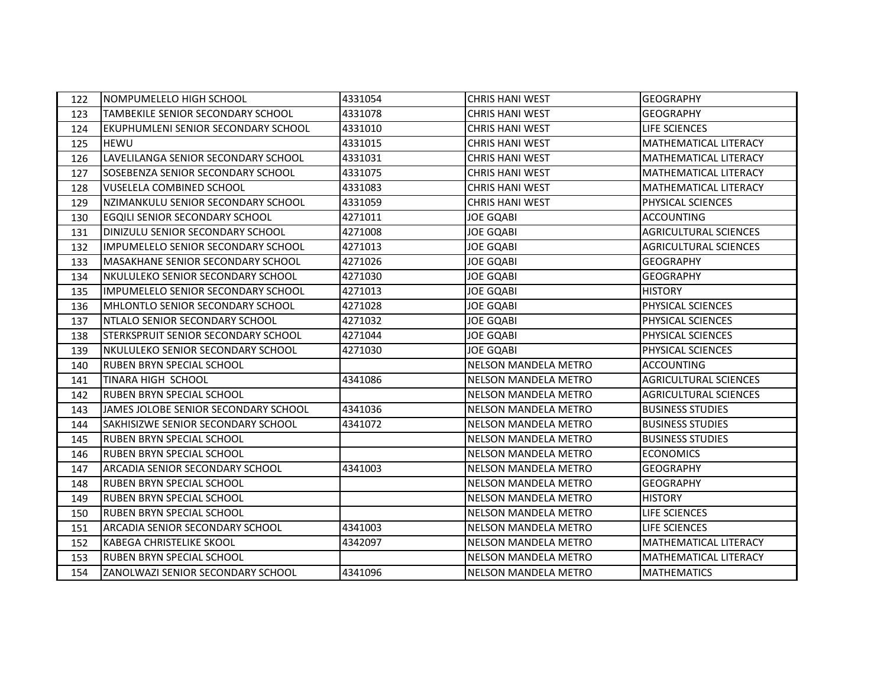| | | | | |
|---|---|---|---|---|
| 122 | NOMPUMELELO HIGH SCHOOL | 4331054 | CHRIS HANI WEST | GEOGRAPHY |
| 123 | TAMBEKILE SENIOR SECONDARY SCHOOL | 4331078 | CHRIS HANI WEST | GEOGRAPHY |
| 124 | EKUPHUMLENI SENIOR SECONDARY SCHOOL | 4331010 | CHRIS HANI WEST | LIFE SCIENCES |
| 125 | HEWU | 4331015 | CHRIS HANI WEST | MATHEMATICAL LITERACY |
| 126 | LAVELILANGA SENIOR SECONDARY SCHOOL | 4331031 | CHRIS HANI WEST | MATHEMATICAL LITERACY |
| 127 | SOSEBENZA SENIOR SECONDARY SCHOOL | 4331075 | CHRIS HANI WEST | MATHEMATICAL LITERACY |
| 128 | VUSELELA COMBINED SCHOOL | 4331083 | CHRIS HANI WEST | MATHEMATICAL LITERACY |
| 129 | NZIMANKULU SENIOR SECONDARY SCHOOL | 4331059 | CHRIS HANI WEST | PHYSICAL SCIENCES |
| 130 | EGQILI SENIOR SECONDARY SCHOOL | 4271011 | JOE GQABI | ACCOUNTING |
| 131 | DINIZULU SENIOR SECONDARY SCHOOL | 4271008 | JOE GQABI | AGRICULTURAL SCIENCES |
| 132 | IMPUMELELO SENIOR SECONDARY SCHOOL | 4271013 | JOE GQABI | AGRICULTURAL SCIENCES |
| 133 | MASAKHANE SENIOR SECONDARY SCHOOL | 4271026 | JOE GQABI | GEOGRAPHY |
| 134 | NKULULEKO SENIOR SECONDARY SCHOOL | 4271030 | JOE GQABI | GEOGRAPHY |
| 135 | IMPUMELELO SENIOR SECONDARY SCHOOL | 4271013 | JOE GQABI | HISTORY |
| 136 | MHLONTLO SENIOR SECONDARY SCHOOL | 4271028 | JOE GQABI | PHYSICAL SCIENCES |
| 137 | NTLALO SENIOR SECONDARY SCHOOL | 4271032 | JOE GQABI | PHYSICAL SCIENCES |
| 138 | STERKSPRUIT SENIOR SECONDARY SCHOOL | 4271044 | JOE GQABI | PHYSICAL SCIENCES |
| 139 | NKULULEKO SENIOR SECONDARY SCHOOL | 4271030 | JOE GQABI | PHYSICAL SCIENCES |
| 140 | RUBEN BRYN SPECIAL SCHOOL | | NELSON MANDELA METRO | ACCOUNTING |
| 141 | TINARA HIGH SCHOOL | 4341086 | NELSON MANDELA METRO | AGRICULTURAL SCIENCES |
| 142 | RUBEN BRYN SPECIAL SCHOOL | | NELSON MANDELA METRO | AGRICULTURAL SCIENCES |
| 143 | JAMES JOLOBE SENIOR SECONDARY SCHOOL | 4341036 | NELSON MANDELA METRO | BUSINESS STUDIES |
| 144 | SAKHISIZWE SENIOR SECONDARY SCHOOL | 4341072 | NELSON MANDELA METRO | BUSINESS STUDIES |
| 145 | RUBEN BRYN SPECIAL SCHOOL | | NELSON MANDELA METRO | BUSINESS STUDIES |
| 146 | RUBEN BRYN SPECIAL SCHOOL | | NELSON MANDELA METRO | ECONOMICS |
| 147 | ARCADIA SENIOR SECONDARY SCHOOL | 4341003 | NELSON MANDELA METRO | GEOGRAPHY |
| 148 | RUBEN BRYN SPECIAL SCHOOL | | NELSON MANDELA METRO | GEOGRAPHY |
| 149 | RUBEN BRYN SPECIAL SCHOOL | | NELSON MANDELA METRO | HISTORY |
| 150 | RUBEN BRYN SPECIAL SCHOOL | | NELSON MANDELA METRO | LIFE SCIENCES |
| 151 | ARCADIA SENIOR SECONDARY SCHOOL | 4341003 | NELSON MANDELA METRO | LIFE SCIENCES |
| 152 | KABEGA CHRISTELIKE SKOOL | 4342097 | NELSON MANDELA METRO | MATHEMATICAL LITERACY |
| 153 | RUBEN BRYN SPECIAL SCHOOL | | NELSON MANDELA METRO | MATHEMATICAL LITERACY |
| 154 | ZANOLWAZI SENIOR SECONDARY SCHOOL | 4341096 | NELSON MANDELA METRO | MATHEMATICS |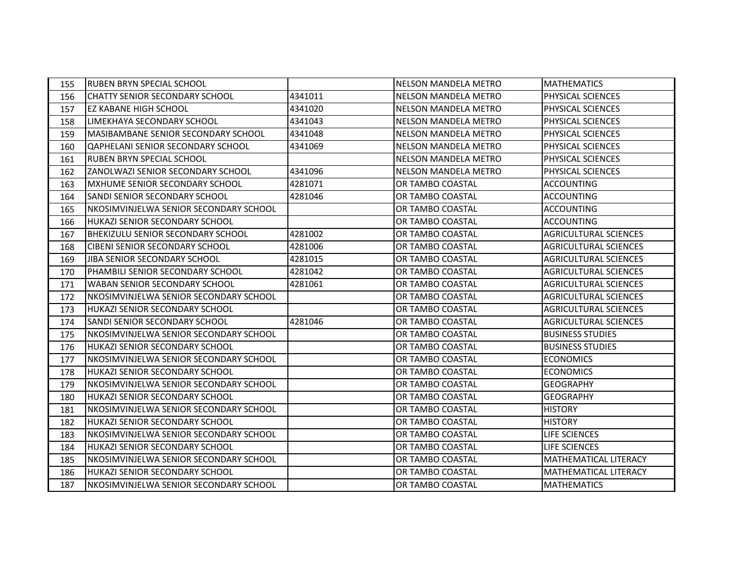| 155 | RUBEN BRYN SPECIAL SCHOOL | | NELSON MANDELA METRO | MATHEMATICS |
|---|---|---|---|---|
| 156 | CHATTY SENIOR SECONDARY SCHOOL | 4341011 | NELSON MANDELA METRO | PHYSICAL SCIENCES |
| 157 | EZ KABANE HIGH SCHOOL | 4341020 | NELSON MANDELA METRO | PHYSICAL SCIENCES |
| 158 | LIMEKHAYA SECONDARY SCHOOL | 4341043 | NELSON MANDELA METRO | PHYSICAL SCIENCES |
| 159 | MASIBAMBANE SENIOR SECONDARY SCHOOL | 4341048 | NELSON MANDELA METRO | PHYSICAL SCIENCES |
| 160 | QAPHELANI SENIOR SECONDARY SCHOOL | 4341069 | NELSON MANDELA METRO | PHYSICAL SCIENCES |
| 161 | RUBEN BRYN SPECIAL SCHOOL | | NELSON MANDELA METRO | PHYSICAL SCIENCES |
| 162 | ZANOLWAZI SENIOR SECONDARY SCHOOL | 4341096 | NELSON MANDELA METRO | PHYSICAL SCIENCES |
| 163 | MXHUME SENIOR SECONDARY SCHOOL | 4281071 | OR TAMBO COASTAL | ACCOUNTING |
| 164 | SANDI SENIOR SECONDARY SCHOOL | 4281046 | OR TAMBO COASTAL | ACCOUNTING |
| 165 | NKOSIMVINJELWA SENIOR SECONDARY SCHOOL | | OR TAMBO COASTAL | ACCOUNTING |
| 166 | HUKAZI SENIOR SECONDARY SCHOOL | | OR TAMBO COASTAL | ACCOUNTING |
| 167 | BHEKIZULU SENIOR SECONDARY SCHOOL | 4281002 | OR TAMBO COASTAL | AGRICULTURAL SCIENCES |
| 168 | CIBENI SENIOR SECONDARY SCHOOL | 4281006 | OR TAMBO COASTAL | AGRICULTURAL SCIENCES |
| 169 | JIBA SENIOR SECONDARY SCHOOL | 4281015 | OR TAMBO COASTAL | AGRICULTURAL SCIENCES |
| 170 | PHAMBILI SENIOR SECONDARY SCHOOL | 4281042 | OR TAMBO COASTAL | AGRICULTURAL SCIENCES |
| 171 | WABAN SENIOR SECONDARY SCHOOL | 4281061 | OR TAMBO COASTAL | AGRICULTURAL SCIENCES |
| 172 | NKOSIMVINJELWA SENIOR SECONDARY SCHOOL | | OR TAMBO COASTAL | AGRICULTURAL SCIENCES |
| 173 | HUKAZI SENIOR SECONDARY SCHOOL | | OR TAMBO COASTAL | AGRICULTURAL SCIENCES |
| 174 | SANDI SENIOR SECONDARY SCHOOL | 4281046 | OR TAMBO COASTAL | AGRICULTURAL SCIENCES |
| 175 | NKOSIMVINJELWA SENIOR SECONDARY SCHOOL | | OR TAMBO COASTAL | BUSINESS STUDIES |
| 176 | HUKAZI SENIOR SECONDARY SCHOOL | | OR TAMBO COASTAL | BUSINESS STUDIES |
| 177 | NKOSIMVINJELWA SENIOR SECONDARY SCHOOL | | OR TAMBO COASTAL | ECONOMICS |
| 178 | HUKAZI SENIOR SECONDARY SCHOOL | | OR TAMBO COASTAL | ECONOMICS |
| 179 | NKOSIMVINJELWA SENIOR SECONDARY SCHOOL | | OR TAMBO COASTAL | GEOGRAPHY |
| 180 | HUKAZI SENIOR SECONDARY SCHOOL | | OR TAMBO COASTAL | GEOGRAPHY |
| 181 | NKOSIMVINJELWA SENIOR SECONDARY SCHOOL | | OR TAMBO COASTAL | HISTORY |
| 182 | HUKAZI SENIOR SECONDARY SCHOOL | | OR TAMBO COASTAL | HISTORY |
| 183 | NKOSIMVINJELWA SENIOR SECONDARY SCHOOL | | OR TAMBO COASTAL | LIFE SCIENCES |
| 184 | HUKAZI SENIOR SECONDARY SCHOOL | | OR TAMBO COASTAL | LIFE SCIENCES |
| 185 | NKOSIMVINJELWA SENIOR SECONDARY SCHOOL | | OR TAMBO COASTAL | MATHEMATICAL LITERACY |
| 186 | HUKAZI SENIOR SECONDARY SCHOOL | | OR TAMBO COASTAL | MATHEMATICAL LITERACY |
| 187 | NKOSIMVINJELWA SENIOR SECONDARY SCHOOL | | OR TAMBO COASTAL | MATHEMATICS |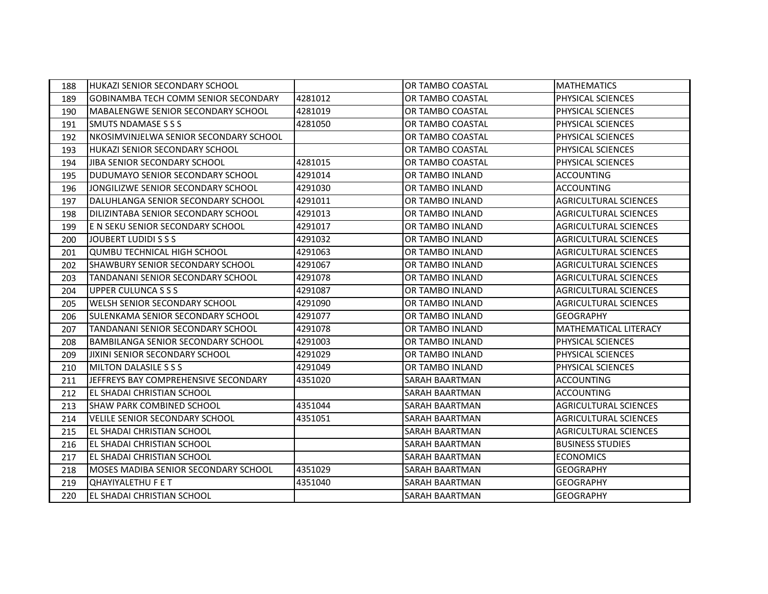| | | | | |
|---|---|---|---|---|
| 188 | HUKAZI SENIOR SECONDARY SCHOOL | | OR TAMBO COASTAL | MATHEMATICS |
| 189 | GOBINAMBA TECH COMM SENIOR SECONDARY | 4281012 | OR TAMBO COASTAL | PHYSICAL SCIENCES |
| 190 | MABALENGWE SENIOR SECONDARY SCHOOL | 4281019 | OR TAMBO COASTAL | PHYSICAL SCIENCES |
| 191 | SMUTS NDAMASE S S S | 4281050 | OR TAMBO COASTAL | PHYSICAL SCIENCES |
| 192 | NKOSIMVINJELWA SENIOR SECONDARY SCHOOL | | OR TAMBO COASTAL | PHYSICAL SCIENCES |
| 193 | HUKAZI SENIOR SECONDARY SCHOOL | | OR TAMBO COASTAL | PHYSICAL SCIENCES |
| 194 | JIBA SENIOR SECONDARY SCHOOL | 4281015 | OR TAMBO COASTAL | PHYSICAL SCIENCES |
| 195 | DUDUMAYO SENIOR SECONDARY SCHOOL | 4291014 | OR TAMBO INLAND | ACCOUNTING |
| 196 | JONGILIZWE SENIOR SECONDARY SCHOOL | 4291030 | OR TAMBO INLAND | ACCOUNTING |
| 197 | DALUHLANGA SENIOR SECONDARY SCHOOL | 4291011 | OR TAMBO INLAND | AGRICULTURAL SCIENCES |
| 198 | DILIZINTABA SENIOR SECONDARY SCHOOL | 4291013 | OR TAMBO INLAND | AGRICULTURAL SCIENCES |
| 199 | E N SEKU SENIOR SECONDARY SCHOOL | 4291017 | OR TAMBO INLAND | AGRICULTURAL SCIENCES |
| 200 | JOUBERT LUDIDI S S S | 4291032 | OR TAMBO INLAND | AGRICULTURAL SCIENCES |
| 201 | QUMBU TECHNICAL HIGH SCHOOL | 4291063 | OR TAMBO INLAND | AGRICULTURAL SCIENCES |
| 202 | SHAWBURY SENIOR SECONDARY SCHOOL | 4291067 | OR TAMBO INLAND | AGRICULTURAL SCIENCES |
| 203 | TANDANANI SENIOR SECONDARY SCHOOL | 4291078 | OR TAMBO INLAND | AGRICULTURAL SCIENCES |
| 204 | UPPER CULUNCA S S S | 4291087 | OR TAMBO INLAND | AGRICULTURAL SCIENCES |
| 205 | WELSH SENIOR SECONDARY SCHOOL | 4291090 | OR TAMBO INLAND | AGRICULTURAL SCIENCES |
| 206 | SULENKAMA SENIOR SECONDARY SCHOOL | 4291077 | OR TAMBO INLAND | GEOGRAPHY |
| 207 | TANDANANI SENIOR SECONDARY SCHOOL | 4291078 | OR TAMBO INLAND | MATHEMATICAL LITERACY |
| 208 | BAMBILANGA SENIOR SECONDARY SCHOOL | 4291003 | OR TAMBO INLAND | PHYSICAL SCIENCES |
| 209 | JIXINI SENIOR SECONDARY SCHOOL | 4291029 | OR TAMBO INLAND | PHYSICAL SCIENCES |
| 210 | MILTON DALASILE S S S | 4291049 | OR TAMBO INLAND | PHYSICAL SCIENCES |
| 211 | JEFFREYS BAY COMPREHENSIVE SECONDARY | 4351020 | SARAH BAARTMAN | ACCOUNTING |
| 212 | EL SHADAI CHRISTIAN SCHOOL | | SARAH BAARTMAN | ACCOUNTING |
| 213 | SHAW PARK COMBINED SCHOOL | 4351044 | SARAH BAARTMAN | AGRICULTURAL SCIENCES |
| 214 | VELILE SENIOR SECONDARY SCHOOL | 4351051 | SARAH BAARTMAN | AGRICULTURAL SCIENCES |
| 215 | EL SHADAI CHRISTIAN SCHOOL | | SARAH BAARTMAN | AGRICULTURAL SCIENCES |
| 216 | EL SHADAI CHRISTIAN SCHOOL | | SARAH BAARTMAN | BUSINESS STUDIES |
| 217 | EL SHADAI CHRISTIAN SCHOOL | | SARAH BAARTMAN | ECONOMICS |
| 218 | MOSES MADIBA SENIOR SECONDARY SCHOOL | 4351029 | SARAH BAARTMAN | GEOGRAPHY |
| 219 | QHAYIYALETHU F E T | 4351040 | SARAH BAARTMAN | GEOGRAPHY |
| 220 | EL SHADAI CHRISTIAN SCHOOL | | SARAH BAARTMAN | GEOGRAPHY |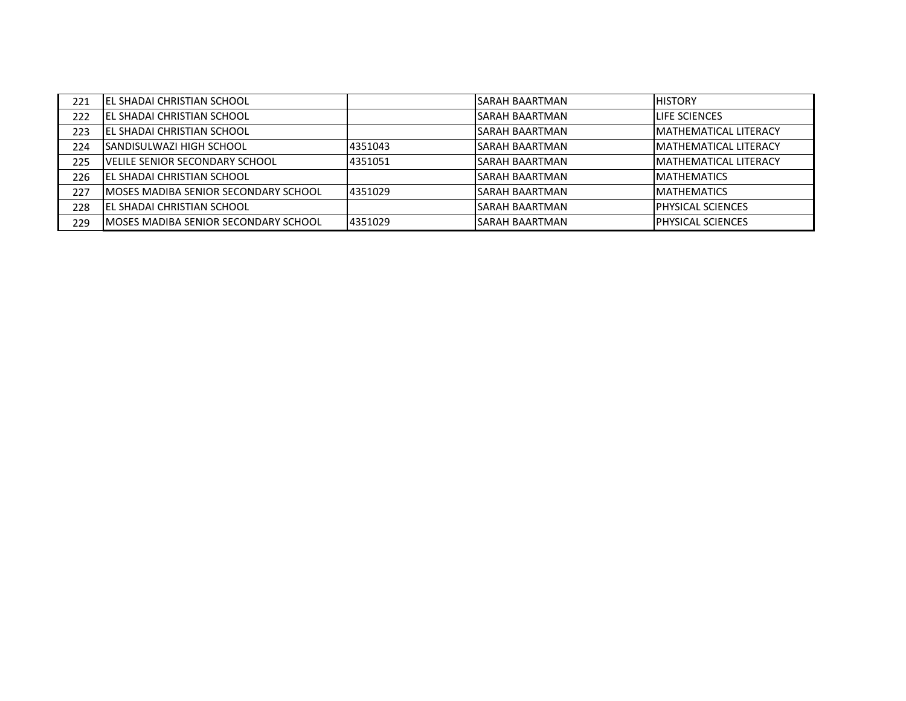| | | | | |
|---|---|---|---|---|
| 221 | EL SHADAI CHRISTIAN SCHOOL | | SARAH BAARTMAN | HISTORY |
| 222 | EL SHADAI CHRISTIAN SCHOOL | | SARAH BAARTMAN | LIFE SCIENCES |
| 223 | EL SHADAI CHRISTIAN SCHOOL | | SARAH BAARTMAN | MATHEMATICAL LITERACY |
| 224 | SANDISULWAZI HIGH SCHOOL | 4351043 | SARAH BAARTMAN | MATHEMATICAL LITERACY |
| 225 | VELILE SENIOR SECONDARY SCHOOL | 4351051 | SARAH BAARTMAN | MATHEMATICAL LITERACY |
| 226 | EL SHADAI CHRISTIAN SCHOOL | | SARAH BAARTMAN | MATHEMATICS |
| 227 | MOSES MADIBA SENIOR SECONDARY SCHOOL | 4351029 | SARAH BAARTMAN | MATHEMATICS |
| 228 | EL SHADAI CHRISTIAN SCHOOL | | SARAH BAARTMAN | PHYSICAL SCIENCES |
| 229 | MOSES MADIBA SENIOR SECONDARY SCHOOL | 4351029 | SARAH BAARTMAN | PHYSICAL SCIENCES |